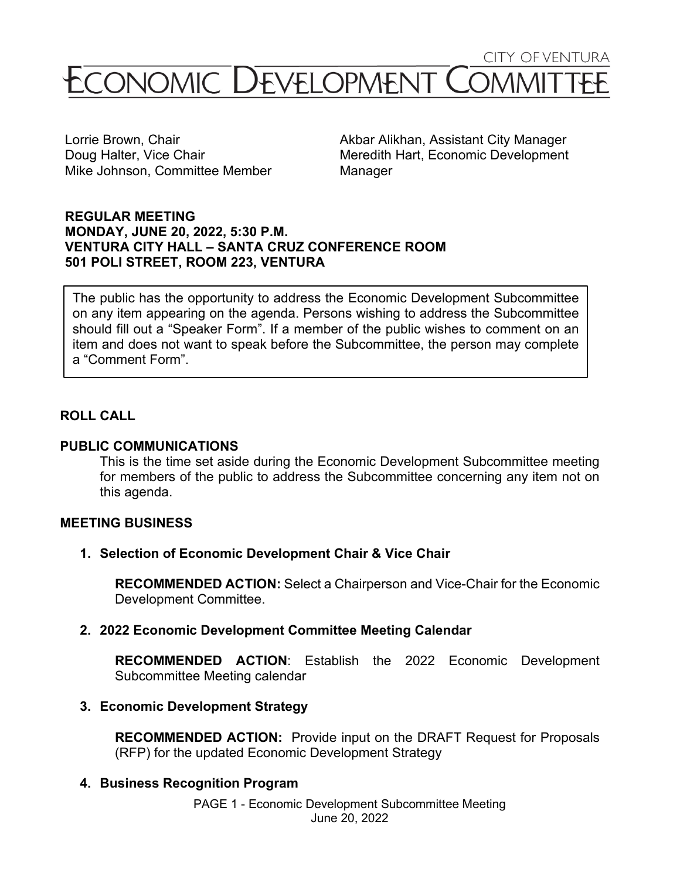CITY OF VENTURA

# ECONOMIC DEVELOPMENT COMMITTEE

Lorrie Brown, Chair
Doug Halter, Vice Chair
Mike Johnson, Committee Member

Akbar Alikhan, Assistant City Manager
Meredith Hart, Economic Development Manager

**REGULAR MEETING**
**MONDAY, JUNE 20, 2022, 5:30 P.M.**
**VENTURA CITY HALL – SANTA CRUZ CONFERENCE ROOM**
**501 POLI STREET, ROOM 223, VENTURA**

The public has the opportunity to address the Economic Development Subcommittee on any item appearing on the agenda. Persons wishing to address the Subcommittee should fill out a "Speaker Form". If a member of the public wishes to comment on an item and does not want to speak before the Subcommittee, the person may complete a "Comment Form".

## ROLL CALL

## PUBLIC COMMUNICATIONS

This is the time set aside during the Economic Development Subcommittee meeting for members of the public to address the Subcommittee concerning any item not on this agenda.

## MEETING BUSINESS

**1. Selection of Economic Development Chair & Vice Chair**

**RECOMMENDED ACTION:** Select a Chairperson and Vice-Chair for the Economic Development Committee.

**2. 2022 Economic Development Committee Meeting Calendar**

**RECOMMENDED ACTION**: Establish the 2022 Economic Development Subcommittee Meeting calendar

**3. Economic Development Strategy**

**RECOMMENDED ACTION:** Provide input on the DRAFT Request for Proposals (RFP) for the updated Economic Development Strategy

**4. Business Recognition Program**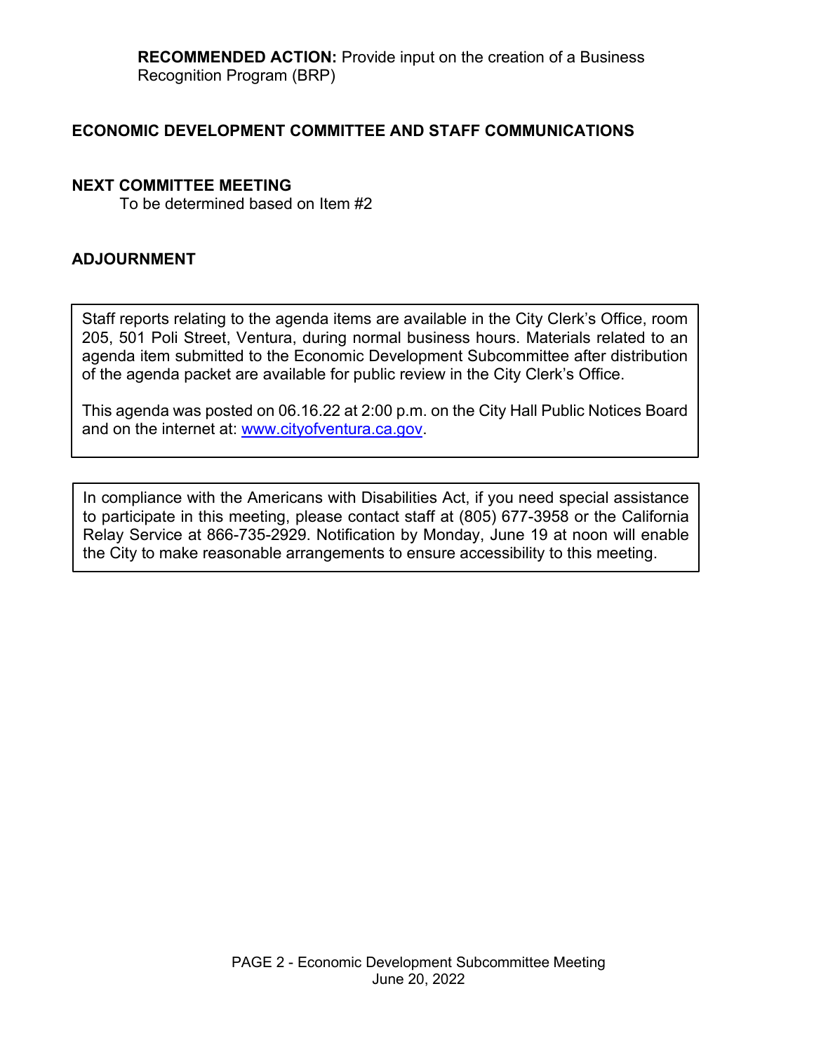**RECOMMENDED ACTION:** Provide input on the creation of a Business Recognition Program (BRP)

## ECONOMIC DEVELOPMENT COMMITTEE AND STAFF COMMUNICATIONS

## NEXT COMMITTEE MEETING

To be determined based on Item #2

## ADJOURNMENT

Staff reports relating to the agenda items are available in the City Clerk's Office, room 205, 501 Poli Street, Ventura, during normal business hours. Materials related to an agenda item submitted to the Economic Development Subcommittee after distribution of the agenda packet are available for public review in the City Clerk's Office.

This agenda was posted on 06.16.22 at 2:00 p.m. on the City Hall Public Notices Board and on the internet at: [www.cityofventura.ca.gov](http://www.cityofventura.ca.gov).

In compliance with the Americans with Disabilities Act, if you need special assistance to participate in this meeting, please contact staff at (805) 677-3958 or the California Relay Service at 866-735-2929. Notification by Monday, June 19 at noon will enable the City to make reasonable arrangements to ensure accessibility to this meeting.